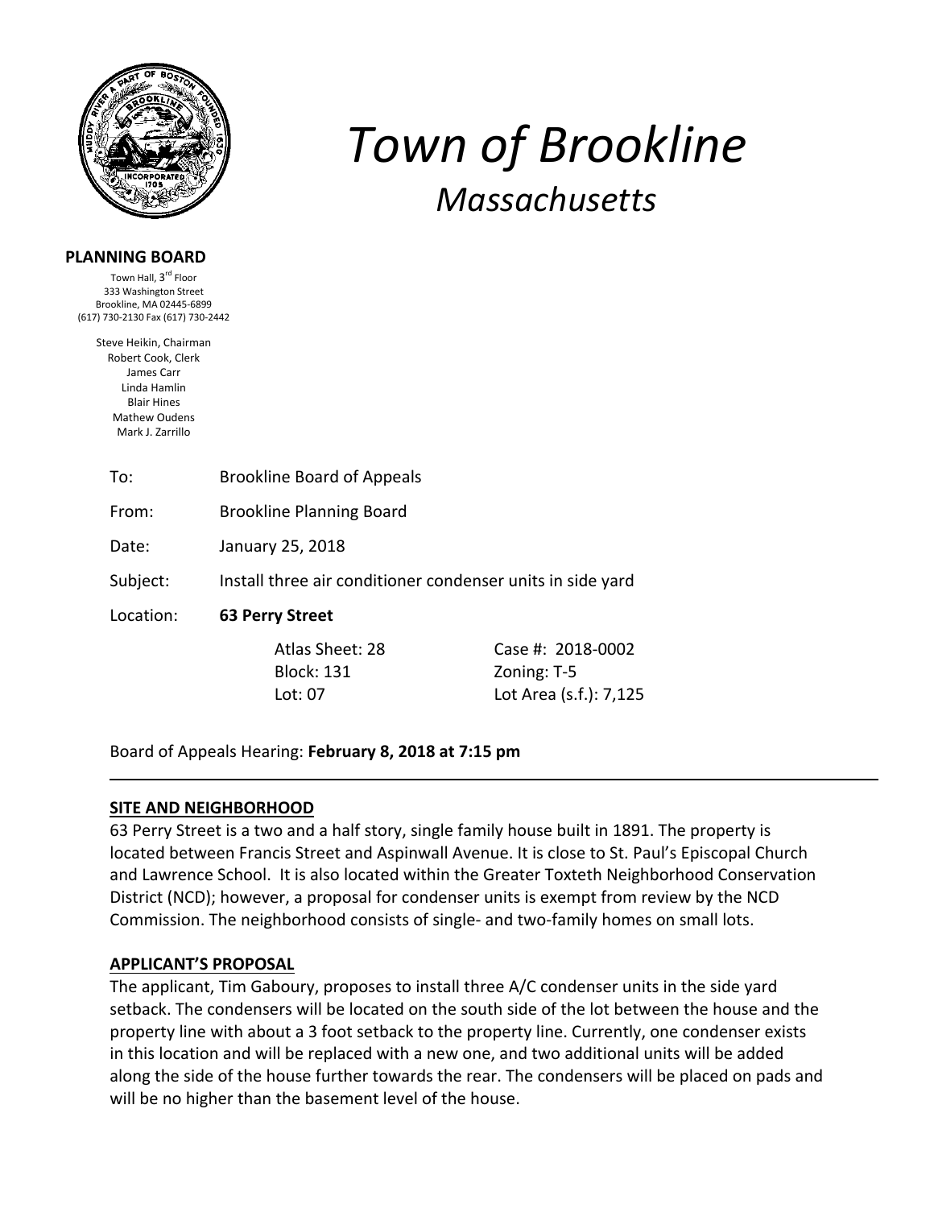# Town of Brookline

## *Massachusetts*

**PLANNING BOARD**

Town Hall, 3rd Floor
333 Washington Street
Brookline, MA 02445-6899
(617) 730-2130 Fax (617) 730-2442

Steve Heikin, Chairman
Robert Cook, Clerk
James Carr
Linda Hamlin
Blair Hines
Mathew Oudens
Mark J. Zarrillo

To: Brookline Board of Appeals

From: Brookline Planning Board

Date: January 25, 2018

Subject: Install three air conditioner condenser units in side yard

Location: **63 Perry Street**

| | |
|---|---|
| Atlas Sheet: 28 | Case #: 2018-0002 |
| Block: 131 | Zoning: T-5 |
| Lot: 07 | Lot Area (s.f.): 7,125 |

Board of Appeals Hearing: **February 8, 2018 at 7:15 pm**

---

**SITE AND NEIGHBORHOOD**

63 Perry Street is a two and a half story, single family house built in 1891. The property is located between Francis Street and Aspinwall Avenue. It is close to St. Paul's Episcopal Church and Lawrence School. It is also located within the Greater Toxteth Neighborhood Conservation District (NCD); however, a proposal for condenser units is exempt from review by the NCD Commission. The neighborhood consists of single- and two-family homes on small lots.

**APPLICANT'S PROPOSAL**

The applicant, Tim Gaboury, proposes to install three A/C condenser units in the side yard setback. The condensers will be located on the south side of the lot between the house and the property line with about a 3 foot setback to the property line. Currently, one condenser exists in this location and will be replaced with a new one, and two additional units will be added along the side of the house further towards the rear. The condensers will be placed on pads and will be no higher than the basement level of the house.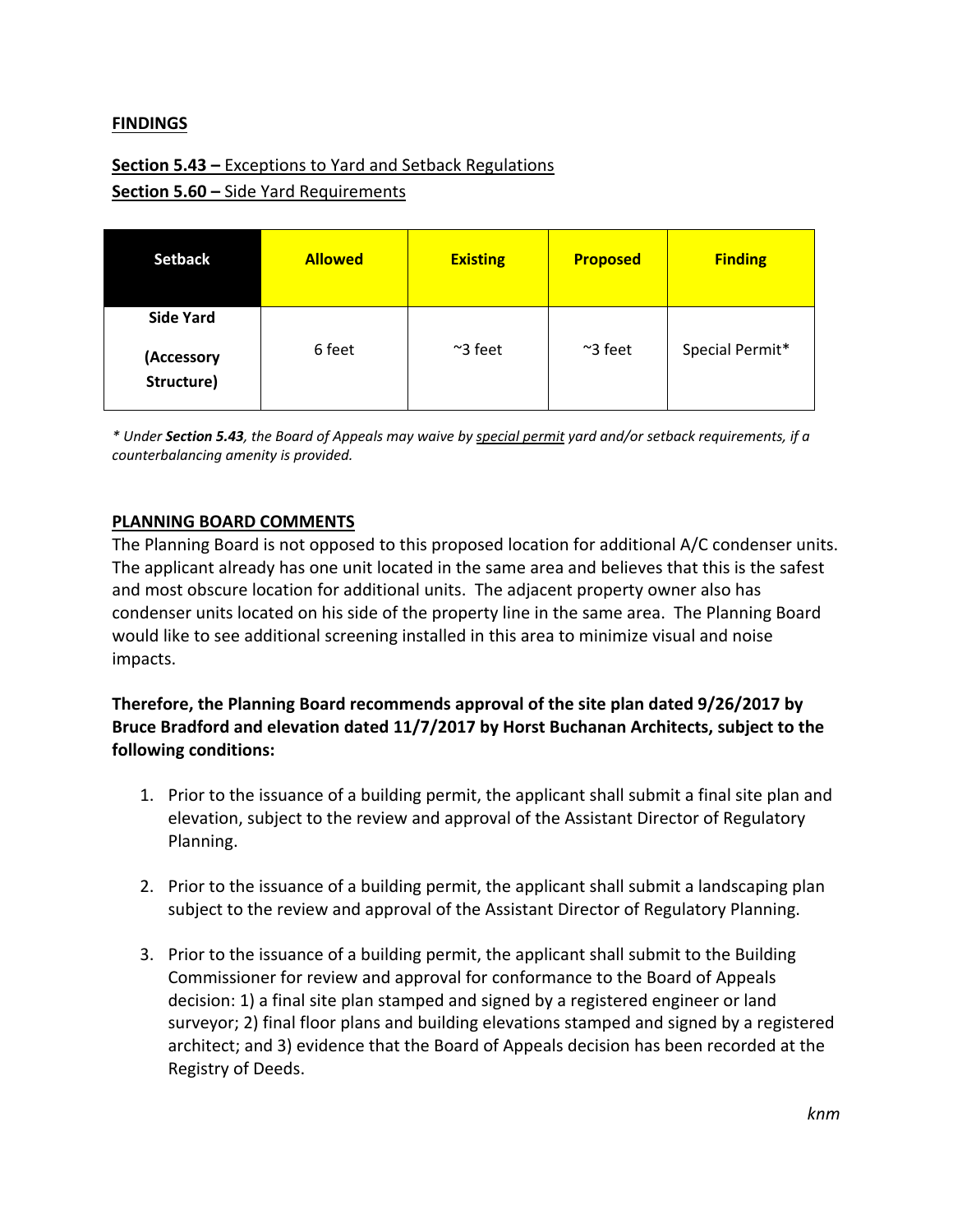## FINDINGS

**Section 5.43 –** Exceptions to Yard and Setback Regulations

**Section 5.60 –** Side Yard Requirements

| Setback | Allowed | Existing | Proposed | Finding |
|---|---|---|---|---|
| **Side Yard (Accessory Structure)** | 6 feet | ~3 feet | ~3 feet | Special Permit* |

*\* Under **Section 5.43**, the Board of Appeals may waive by special permit yard and/or setback requirements, if a counterbalancing amenity is provided.*

## PLANNING BOARD COMMENTS

The Planning Board is not opposed to this proposed location for additional A/C condenser units. The applicant already has one unit located in the same area and believes that this is the safest and most obscure location for additional units. The adjacent property owner also has condenser units located on his side of the property line in the same area. The Planning Board would like to see additional screening installed in this area to minimize visual and noise impacts.

**Therefore, the Planning Board recommends approval of the site plan dated 9/26/2017 by Bruce Bradford and elevation dated 11/7/2017 by Horst Buchanan Architects, subject to the following conditions:**

1. Prior to the issuance of a building permit, the applicant shall submit a final site plan and elevation, subject to the review and approval of the Assistant Director of Regulatory Planning.

2. Prior to the issuance of a building permit, the applicant shall submit a landscaping plan subject to the review and approval of the Assistant Director of Regulatory Planning.

3. Prior to the issuance of a building permit, the applicant shall submit to the Building Commissioner for review and approval for conformance to the Board of Appeals decision: 1) a final site plan stamped and signed by a registered engineer or land surveyor; 2) final floor plans and building elevations stamped and signed by a registered architect; and 3) evidence that the Board of Appeals decision has been recorded at the Registry of Deeds.

*knm*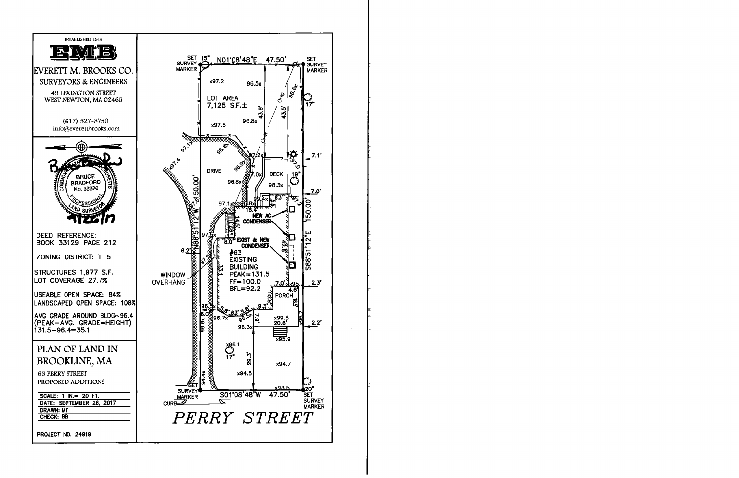ESTABLISHED 1916

# EMB

## EVERETT M. BROOKS CO.

SURVEYORS & ENGINEERS

49 LEXINGTON STREET
WEST NEWTON, MA 02465

(617) 527-8750
info@everettbrooks.com

BRUCE BRADFORD
No. 38376
PROFESSIONAL LAND SURVEYOR
COMMONWEALTH OF MASSACHUSETTS

9/26/17

DEED REFERENCE:
BOOK 33129 PAGE 212

ZONING DISTRICT: T-5

STRUCTURES 1,977 S.F.
LOT COVERAGE 27.7%

USEABLE OPEN SPACE: 84%
LANDSCAPED OPEN SPACE: 108%

AVG GRADE AROUND BLDG~96.4
(PEAK-AVG. GRADE=HEIGHT)
131.5-96.4=35.1

## PLAN OF LAND IN BROOKLINE, MA

63 PERRY STREET
PROPOSED ADDITIONS

SCALE: 1 IN.= 20 FT.
DATE: SEPTEMBER 26, 2017
DRAWN: MF
CHECK: BB

PROJECT NO. 24919

---

SET SURVEY MARKER — 15" — N01°08'48"E 47.50' — SET SURVEY MARKER

LOT AREA
7,125 S.F.±

DRIVE

DECK

NEW AC CONDENSER

EXIST & NEW CONDENSER

#63
EXISTING
BUILDING
PEAK=131.5
FF=100.0
BFL=92.2

PORCH

WINDOW OVERHANG

N88°51'12"W 150.00'

S88°51'12"E 150.00'

OHW

SET SURVEY MARKER — S01°08'48"W 47.50' — SET SURVEY MARKER

CURB

*PERRY STREET*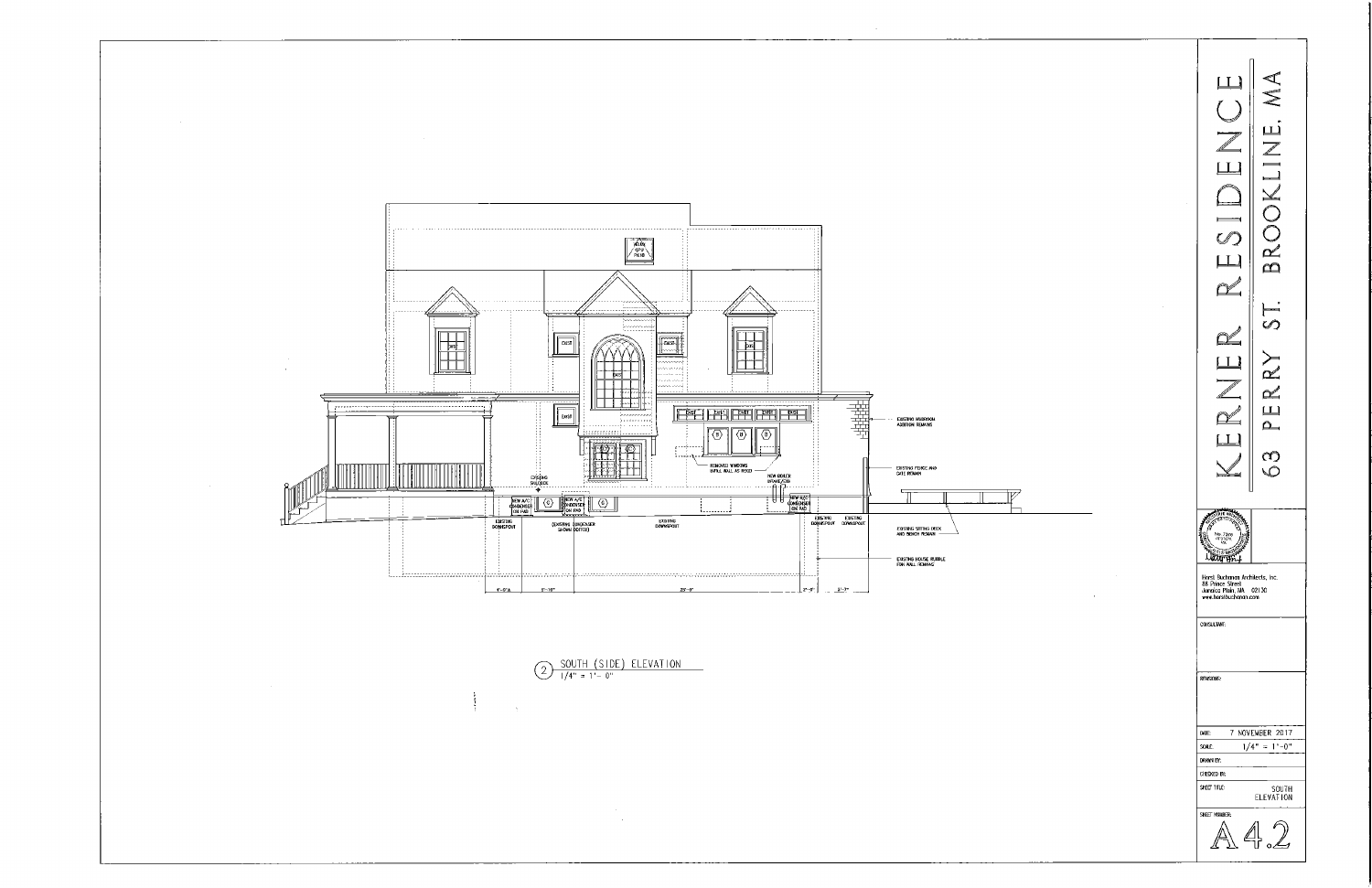EXISTING MUDROOM ADDITION REMAINS

EXISTING FENCE AND GATE REMAIN

EXISTING SITTING DECK AND BENCH REMAIN

EXISTING HOUSE RUBBLE FDN WALL REMAINS

REMOVED WINDOWS INFILL WALL AS REQ'D

NEW BOILER BREAKLOCK

EXISTING SILLCOCK

NEW A/C CONDENSER ON PAD

EXISTING DOWNSPOUT

(EXISTING CONDENSER SHOWN DOTTED)

4'-0"±

5'-10"

28'-9"

2'-5"

3'-7"

## 2 SOUTH (SIDE) ELEVATION

1/4" = 1'- 0"

# KERNER RESIDENCE

## 63 PERRY ST. BROOKLINE, MA

Horst Buchanan Architects, Inc.
88 Prince Street
Jamaica Plain, MA 02130
www.horstbuchanan.com

CONSULTANT:

REVISIONS:

DATE: 7 NOVEMBER 2017

SCALE: 1/4" = 1'-0"

DRAWN BY:

CHECKED BY:

SHEET TITLE: SOUTH ELEVATION

SHEET NUMBER: A4.2